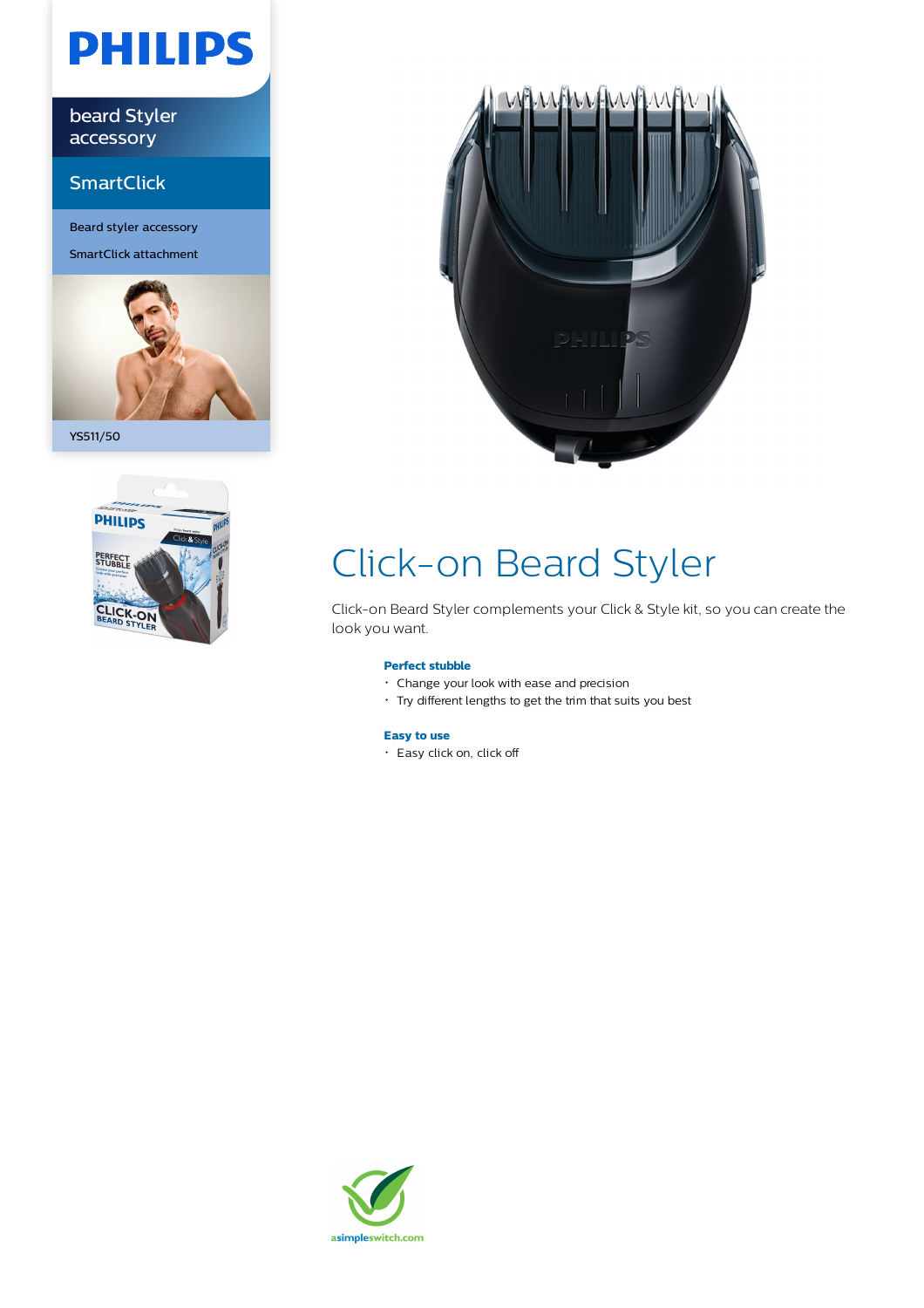PHILIPS

beard Styler accessory

SmartClick

Beard styler accessory

SmartClick attachment

YS511/50

# Click-on Beard Styler

Click-on Beard Styler complements your Click & Style kit, so you can create the look you want.

### Perfect stubble

- Change your look with ease and precision
- Try different lengths to get the trim that suits you best

### Easy to use

- Easy click on, click off

asimpleswitch.com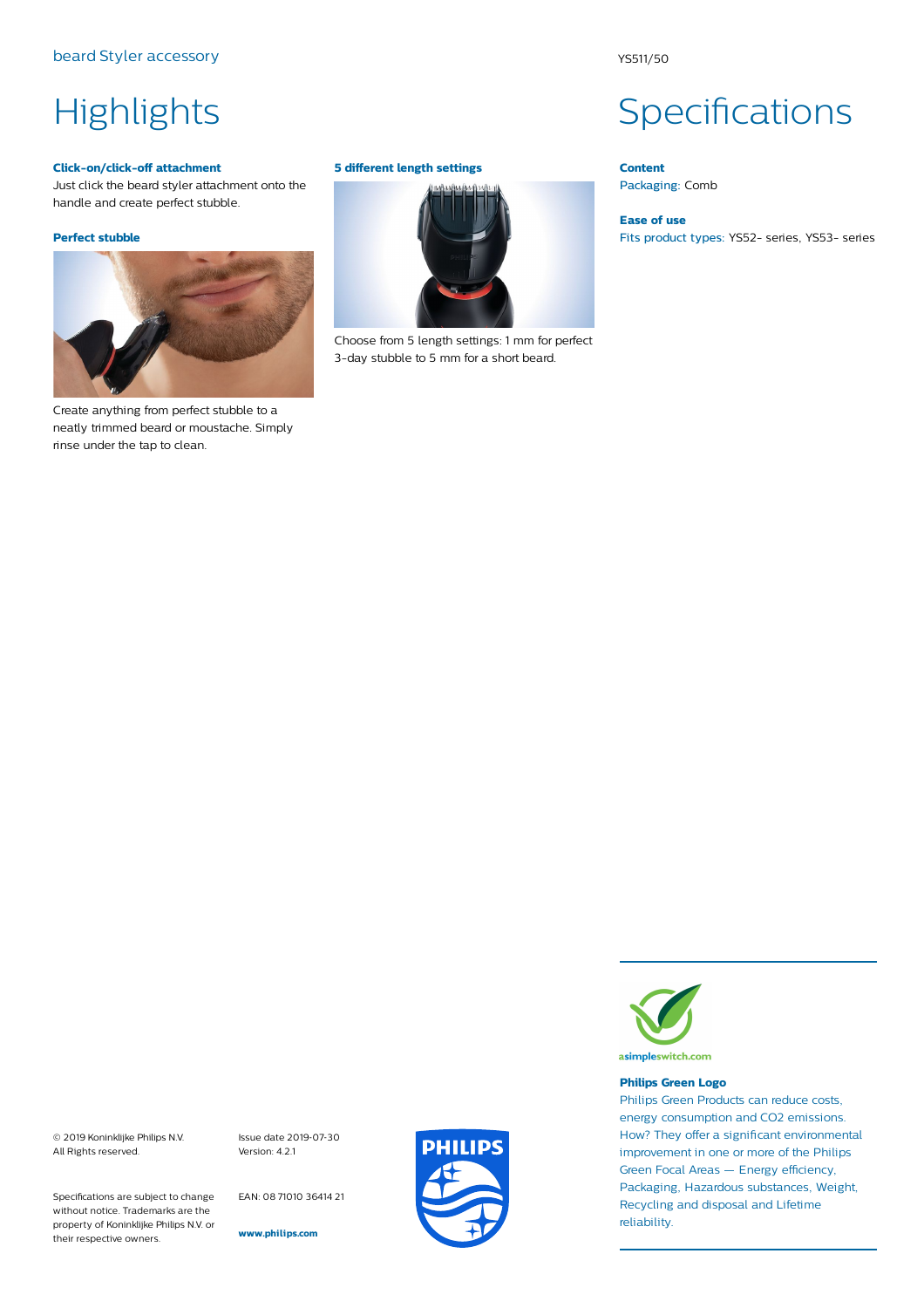beard Styler accessory

YS511/50

# Highlights

### Click-on/click-off attachment

Just click the beard styler attachment onto the handle and create perfect stubble.

### Perfect stubble

Create anything from perfect stubble to a neatly trimmed beard or moustache. Simply rinse under the tap to clean.

### 5 different length settings

Choose from 5 length settings: 1 mm for perfect 3-day stubble to 5 mm for a short beard.

# Specifications

### Content

Packaging: Comb

### Ease of use

Fits product types: YS52- series, YS53- series

asimpleswitch.com

### Philips Green Logo

Philips Green Products can reduce costs, energy consumption and CO2 emissions. How? They offer a significant environmental improvement in one or more of the Philips Green Focal Areas — Energy efficiency, Packaging, Hazardous substances, Weight, Recycling and disposal and Lifetime reliability.

© 2019 Koninklijke Philips N.V.
All Rights reserved.

Specifications are subject to change without notice. Trademarks are the property of Koninklijke Philips N.V. or their respective owners.

Issue date 2019-07-30
Version: 4.2.1

EAN: 08 71010 36414 21

www.philips.com

PHILIPS